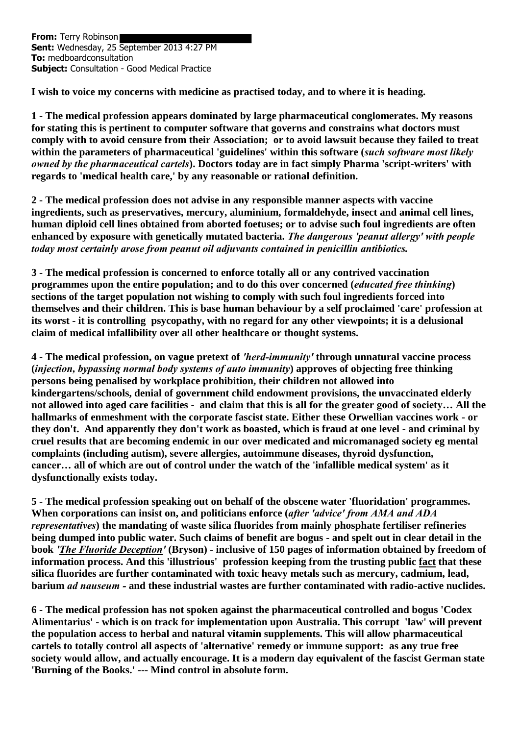**From:** Terry Robinson
**Sent:** Wednesday, 25 September 2013 4:27 PM
**To:** medboardconsultation
**Subject:** Consultation - Good Medical Practice

**I wish to voice my concerns with medicine as practised today, and to where it is heading.**

**1 - The medical profession appears dominated by large pharmaceutical conglomerates. My reasons for stating this is pertinent to computer software that governs and constrains what doctors must comply with to avoid censure from their Association; or to avoid lawsuit because they failed to treat within the parameters of pharmaceutical 'guidelines' within this software (*such software most likely owned by the pharmaceutical cartels*). Doctors today are in fact simply Pharma 'script-writers' with regards to 'medical health care,' by any reasonable or rational definition.**

**2 - The medical profession does not advise in any responsible manner aspects with vaccine ingredients, such as preservatives, mercury, aluminium, formaldehyde, insect and animal cell lines, human diploid cell lines obtained from aborted foetuses; or to advise such foul ingredients are often enhanced by exposure with genetically mutated bacteria. *The dangerous 'peanut allergy' with people today most certainly arose from peanut oil adjuvants contained in penicillin antibiotics.***

**3 - The medical profession is concerned to enforce totally all or any contrived vaccination programmes upon the entire population; and to do this over concerned (*educated free thinking*) sections of the target population not wishing to comply with such foul ingredients forced into themselves and their children. This is base human behaviour by a self proclaimed 'care' profession at its worst - it is controlling psycopathy, with no regard for any other viewpoints; it is a delusional claim of medical infallibility over all other healthcare or thought systems.**

**4 - The medical profession, on vague pretext of *'herd-immunity'* through unnatural vaccine process (*injection, bypassing normal body systems of auto immunity*) approves of objecting free thinking persons being penalised by workplace prohibition, their children not allowed into kindergartens/schools, denial of government child endowment provisions, the unvaccinated elderly not allowed into aged care facilities - and claim that this is all for the greater good of society… All the hallmarks of enmeshment with the corporate fascist state. Either these Orwellian vaccines work - or they don't. And apparently they don't work as boasted, which is fraud at one level - and criminal by cruel results that are becoming endemic in our over medicated and micromanaged society eg mental complaints (including autism), severe allergies, autoimmune diseases, thyroid dysfunction, cancer… all of which are out of control under the watch of the 'infallible medical system' as it dysfunctionally exists today.**

**5 - The medical profession speaking out on behalf of the obscene water 'fluoridation' programmes. When corporations can insist on, and politicians enforce (*after 'advice' from AMA and ADA representatives*) the mandating of waste silica fluorides from mainly phosphate fertiliser refineries being dumped into public water. Such claims of benefit are bogus - and spelt out in clear detail in the book *'The Fluoride Deception'* (Bryson) - inclusive of 150 pages of information obtained by freedom of information process. And this 'illustrious' profession keeping from the trusting public fact that these silica fluorides are further contaminated with toxic heavy metals such as mercury, cadmium, lead, barium *ad nauseum* - and these industrial wastes are further contaminated with radio-active nuclides.**

**6 - The medical profession has not spoken against the pharmaceutical controlled and bogus 'Codex Alimentarius' - which is on track for implementation upon Australia. This corrupt 'law' will prevent the population access to herbal and natural vitamin supplements. This will allow pharmaceutical cartels to totally control all aspects of 'alternative' remedy or immune support: as any true free society would allow, and actually encourage. It is a modern day equivalent of the fascist German state 'Burning of the Books.' --- Mind control in absolute form.**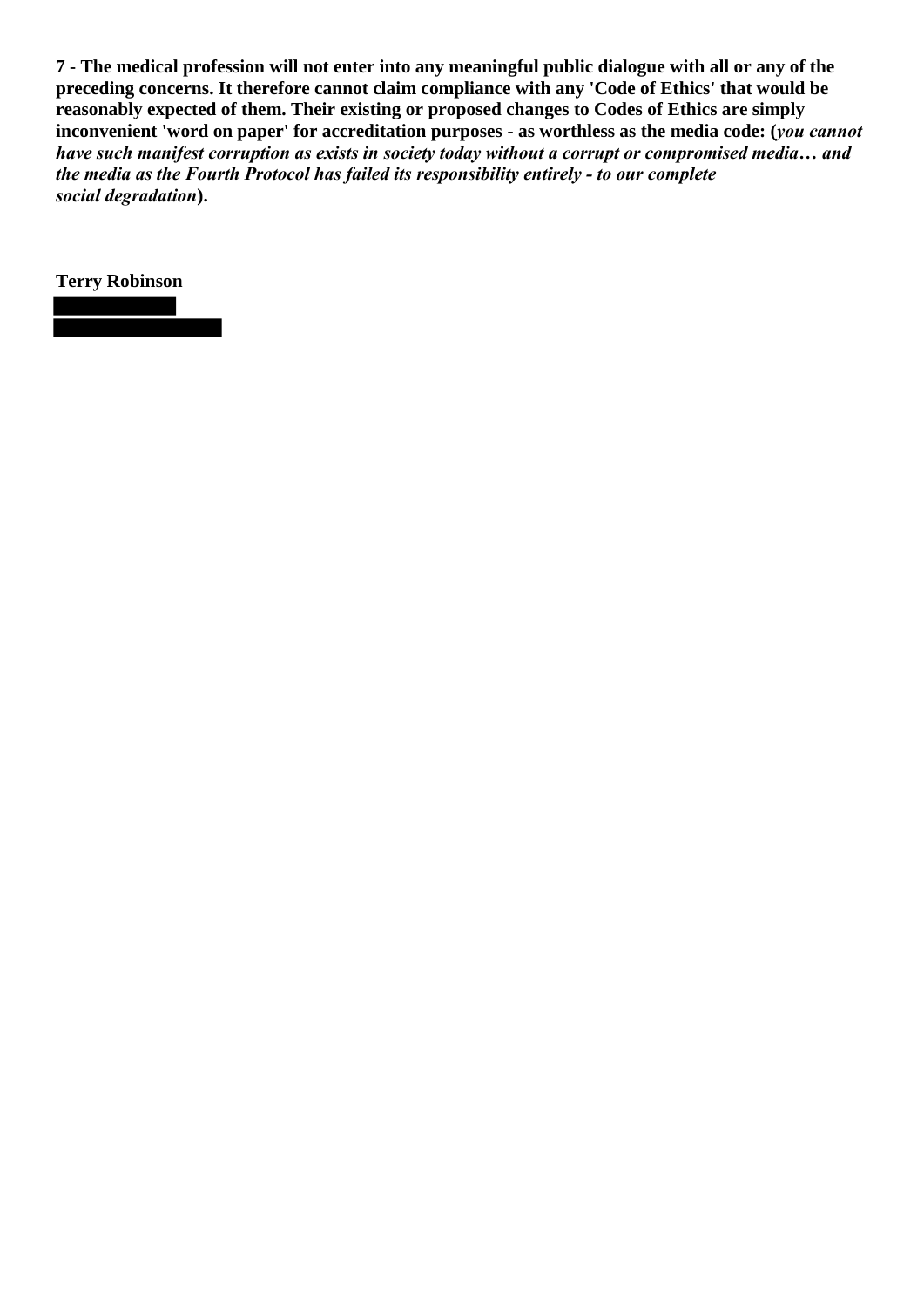**7 - The medical profession will not enter into any meaningful public dialogue with all or any of the preceding concerns. It therefore cannot claim compliance with any 'Code of Ethics' that would be reasonably expected of them. Their existing or proposed changes to Codes of Ethics are simply inconvenient 'word on paper' for accreditation purposes - as worthless as the media code: (*you cannot have such manifest corruption as exists in society today without a corrupt or compromised media… and the media as the Fourth Protocol has failed its responsibility entirely - to our complete social degradation*).**

**Terry Robinson**